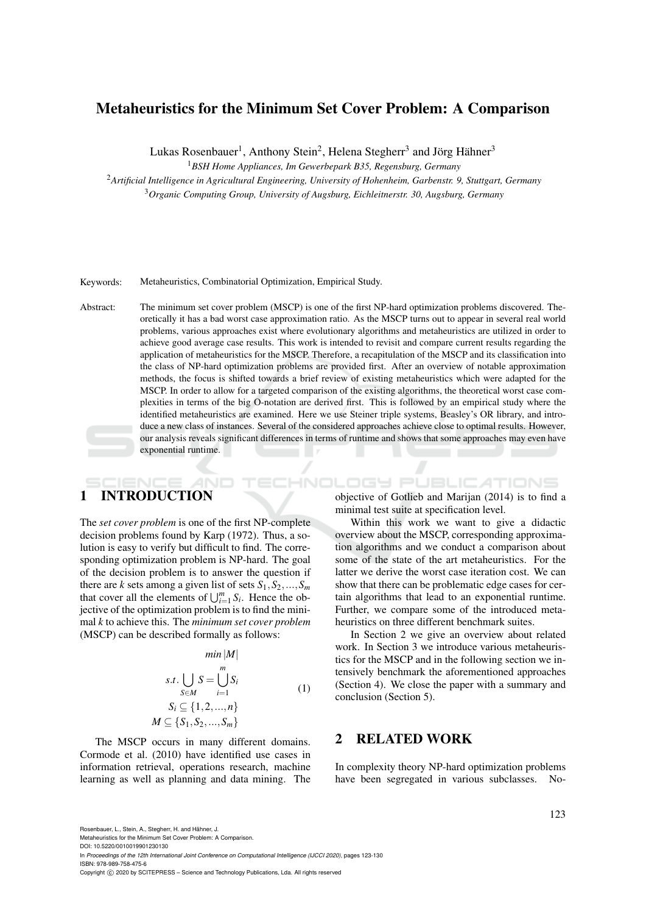# Metaheuristics for the Minimum Set Cover Problem: A Comparison

Lukas Rosenbauer[1], Anthony Stein[2], Helena Stegherr[3] and Jörg Hähner[3]

[1]*BSH Home Appliances, Im Gewerbepark B35, Regensburg, Germany*

[2]*Artificial Intelligence in Agricultural Engineering, University of Hohenheim, Garbenstr. 9, Stuttgart, Germany*

[3]*Organic Computing Group, University of Augsburg, Eichleitnerstr. 30, Augsburg, Germany*

Keywords: Metaheuristics, Combinatorial Optimization, Empirical Study.

Abstract: The minimum set cover problem (MSCP) is one of the first NP-hard optimization problems discovered. Theoretically it has a bad worst case approximation ratio. As the MSCP turns out to appear in several real world problems, various approaches exist where evolutionary algorithms and metaheuristics are utilized in order to achieve good average case results. This work is intended to revisit and compare current results regarding the application of metaheuristics for the MSCP. Therefore, a recapitulation of the MSCP and its classification into the class of NP-hard optimization problems are provided first. After an overview of notable approximation methods, the focus is shifted towards a brief review of existing metaheuristics which were adapted for the MSCP. In order to allow for a targeted comparison of the existing algorithms, the theoretical worst case complexities in terms of the big O-notation are derived first. This is followed by an empirical study where the identified metaheuristics are examined. Here we use Steiner triple systems, Beasley's OR library, and introduce a new class of instances. Several of the considered approaches achieve close to optimal results. However, our analysis reveals significant differences in terms of runtime and shows that some approaches may even have exponential runtime.

## 1 INTRODUCTION

The *set cover problem* is one of the first NP-complete decision problems found by Karp (1972). Thus, a solution is easy to verify but difficult to find. The corresponding optimization problem is NP-hard. The goal of the decision problem is to answer the question if there are $k$ sets among a given list of sets $S_1, S_2, ..., S_m$ that cover all the elements of $\bigcup_{i=1}^{m} S_i$. Hence the objective of the optimization problem is to find the minimal $k$ to achieve this. The *minimum set cover problem* (MSCP) can be described formally as follows:

$$
\begin{aligned}
& min\,|M| \\
s.t. & \bigcup_{S \in M} S = \bigcup_{i=1}^{m} S_i \\
& S_i \subseteq \{1,2,...,n\} \\
& M \subseteq \{S_1, S_2, ..., S_m\}
\end{aligned}
\tag{1}
$$

The MSCP occurs in many different domains. Cormode et al. (2010) have identified use cases in information retrieval, operations research, machine learning as well as planning and data mining. The objective of Gotlieb and Marijan (2014) is to find a minimal test suite at specification level.

Within this work we want to give a didactic overview about the MSCP, corresponding approximation algorithms and we conduct a comparison about some of the state of the art metaheuristics. For the latter we derive the worst case iteration cost. We can show that there can be problematic edge cases for certain algorithms that lead to an exponential runtime. Further, we compare some of the introduced metaheuristics on three different benchmark suites.

In Section 2 we give an overview about related work. In Section 3 we introduce various metaheuristics for the MSCP and in the following section we intensively benchmark the aforementioned approaches (Section 4). We close the paper with a summary and conclusion (Section 5).

## 2 RELATED WORK

In complexity theory NP-hard optimization problems have been segregated in various subclasses. No-

Rosenbauer, L., Stein, A., Stegherr, H. and Hähner, J.
Metaheuristics for the Minimum Set Cover Problem: A Comparison.
DOI: 10.5220/0010019901230130
In *Proceedings of the 12th International Joint Conference on Computational Intelligence (IJCCI 2020)*, pages 123-130
ISBN: 978-989-758-475-6
Copyright © 2020 by SCITEPRESS – Science and Technology Publications, Lda. All rights reserved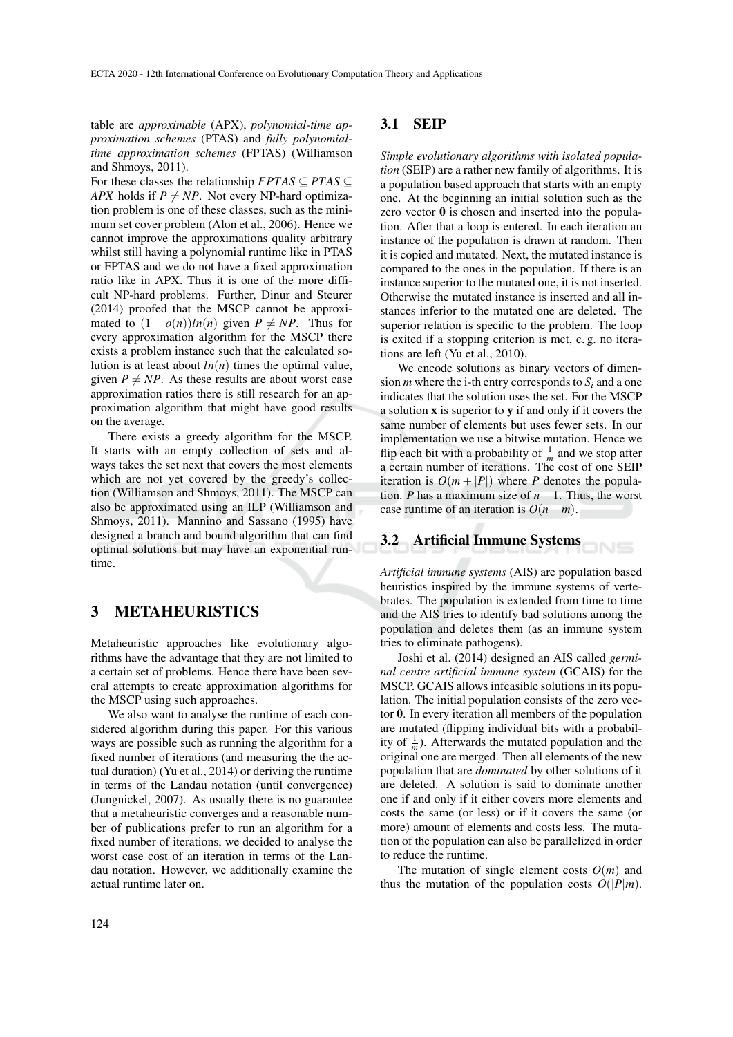table are *approximable* (APX), *polynomial-time approximation schemes* (PTAS) and *fully polynomial-time approximation schemes* (FPTAS) (Williamson and Shmoys, 2011).

For these classes the relationship $FPTAS \subseteq PTAS \subseteq APX$ holds if $P \neq NP$. Not every NP-hard optimization problem is one of these classes, such as the minimum set cover problem (Alon et al., 2006). Hence we cannot improve the approximations quality arbitrary whilst still having a polynomial runtime like in PTAS or FPTAS and we do not have a fixed approximation ratio like in APX. Thus it is one of the more difficult NP-hard problems. Further, Dinur and Steurer (2014) proofed that the MSCP cannot be approximated to $(1-o(n))ln(n)$ given $P \neq NP$. Thus for every approximation algorithm for the MSCP there exists a problem instance such that the calculated solution is at least about $ln(n)$ times the optimal value, given $P \neq NP$. As these results are about worst case approximation ratios there is still research for an approximation algorithm that might have good results on the average.

There exists a greedy algorithm for the MSCP. It starts with an empty collection of sets and always takes the set next that covers the most elements which are not yet covered by the greedy's collection (Williamson and Shmoys, 2011). The MSCP can also be approximated using an ILP (Williamson and Shmoys, 2011). Mannino and Sassano (1995) have designed a branch and bound algorithm that can find optimal solutions but may have an exponential runtime.

# 3 METAHEURISTICS

Metaheuristic approaches like evolutionary algorithms have the advantage that they are not limited to a certain set of problems. Hence there have been several attempts to create approximation algorithms for the MSCP using such approaches.

We also want to analyse the runtime of each considered algorithm during this paper. For this various ways are possible such as running the algorithm for a fixed number of iterations (and measuring the the actual duration) (Yu et al., 2014) or deriving the runtime in terms of the Landau notation (until convergence) (Jungnickel, 2007). As usually there is no guarantee that a metaheuristic converges and a reasonable number of publications prefer to run an algorithm for a fixed number of iterations, we decided to analyse the worst case cost of an iteration in terms of the Landau notation. However, we additionally examine the actual runtime later on.

## 3.1 SEIP

*Simple evolutionary algorithms with isolated population* (SEIP) are a rather new family of algorithms. It is a population based approach that starts with an empty one. At the beginning an initial solution such as the zero vector $\mathbf{0}$ is chosen and inserted into the population. After that a loop is entered. In each iteration an instance of the population is drawn at random. Then it is copied and mutated. Next, the mutated instance is compared to the ones in the population. If there is an instance superior to the mutated one, it is not inserted. Otherwise the mutated instance is inserted and all instances inferior to the mutated one are deleted. The superior relation is specific to the problem. The loop is exited if a stopping criterion is met, e. g. no iterations are left (Yu et al., 2010).

We encode solutions as binary vectors of dimension $m$ where the i-th entry corresponds to $S_i$ and a one indicates that the solution uses the set. For the MSCP a solution $\mathbf{x}$ is superior to $\mathbf{y}$ if and only if it covers the same number of elements but uses fewer sets. In our implementation we use a bitwise mutation. Hence we flip each bit with a probability of $\frac{1}{m}$ and we stop after a certain number of iterations. The cost of one SEIP iteration is $O(m+|P|)$ where $P$ denotes the population. $P$ has a maximum size of $n+1$. Thus, the worst case runtime of an iteration is $O(n+m)$.

## 3.2 Artificial Immune Systems

*Artificial immune systems* (AIS) are population based heuristics inspired by the immune systems of vertebrates. The population is extended from time to time and the AIS tries to identify bad solutions among the population and deletes them (as an immune system tries to eliminate pathogens).

Joshi et al. (2014) designed an AIS called *germinal centre artificial immune system* (GCAIS) for the MSCP. GCAIS allows infeasible solutions in its population. The initial population consists of the zero vector $\mathbf{0}$. In every iteration all members of the population are mutated (flipping individual bits with a probability of $\frac{1}{m}$). Afterwards the mutated population and the original one are merged. Then all elements of the new population that are *dominated* by other solutions of it are deleted. A solution is said to dominate another one if and only if it either covers more elements and costs the same (or less) or if it covers the same (or more) amount of elements and costs less. The mutation of the population can also be parallelized in order to reduce the runtime.

The mutation of single element costs $O(m)$ and thus the mutation of the population costs $O(|P|m)$.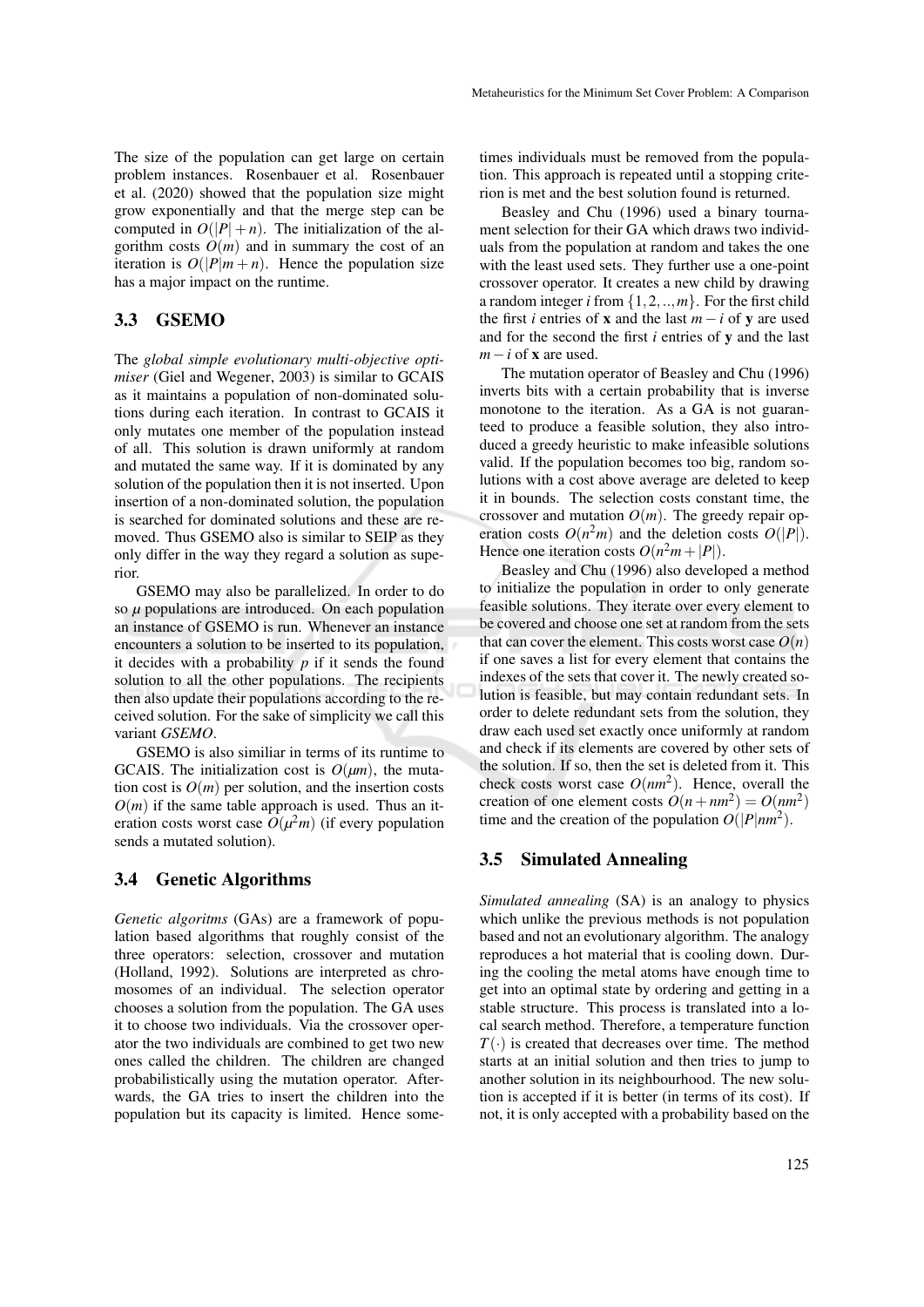The size of the population can get large on certain problem instances. Rosenbauer et al. Rosenbauer et al. (2020) showed that the population size might grow exponentially and that the merge step can be computed in $O(|P|+n)$. The initialization of the algorithm costs $O(m)$ and in summary the cost of an iteration is $O(|P|m+n)$. Hence the population size has a major impact on the runtime.

### 3.3 GSEMO

The *global simple evolutionary multi-objective optimiser* (Giel and Wegener, 2003) is similar to GCAIS as it maintains a population of non-dominated solutions during each iteration. In contrast to GCAIS it only mutates one member of the population instead of all. This solution is drawn uniformly at random and mutated the same way. If it is dominated by any solution of the population then it is not inserted. Upon insertion of a non-dominated solution, the population is searched for dominated solutions and these are removed. Thus GSEMO also is similar to SEIP as they only differ in the way they regard a solution as superior.

GSEMO may also be parallelized. In order to do so $\mu$ populations are introduced. On each population an instance of GSEMO is run. Whenever an instance encounters a solution to be inserted to its population, it decides with a probability $p$ if it sends the found solution to all the other populations. The recipients then also update their populations according to the received solution. For the sake of simplicity we call this variant *GSEMO*.

GSEMO is also similiar in terms of its runtime to GCAIS. The initialization cost is $O(\mu m)$, the mutation cost is $O(m)$ per solution, and the insertion costs $O(m)$ if the same table approach is used. Thus an iteration costs worst case $O(\mu^2 m)$ (if every population sends a mutated solution).

### 3.4 Genetic Algorithms

*Genetic algoritms* (GAs) are a framework of population based algorithms that roughly consist of the three operators: selection, crossover and mutation (Holland, 1992). Solutions are interpreted as chromosomes of an individual. The selection operator chooses a solution from the population. The GA uses it to choose two individuals. Via the crossover operator the two individuals are combined to get two new ones called the children. The children are changed probabilistically using the mutation operator. Afterwards, the GA tries to insert the children into the population but its capacity is limited. Hence sometimes individuals must be removed from the population. This approach is repeated until a stopping criterion is met and the best solution found is returned.

Beasley and Chu (1996) used a binary tournament selection for their GA which draws two individuals from the population at random and takes the one with the least used sets. They further use a one-point crossover operator. It creates a new child by drawing a random integer $i$ from $\{1,2,..,m\}$. For the first child the first $i$ entries of $\mathbf{x}$ and the last $m-i$ of $\mathbf{y}$ are used and for the second the first $i$ entries of $\mathbf{y}$ and the last $m-i$ of $\mathbf{x}$ are used.

The mutation operator of Beasley and Chu (1996) inverts bits with a certain probability that is inverse monotone to the iteration. As a GA is not guaranteed to produce a feasible solution, they also introduced a greedy heuristic to make infeasible solutions valid. If the population becomes too big, random solutions with a cost above average are deleted to keep it in bounds. The selection costs constant time, the crossover and mutation $O(m)$. The greedy repair operation costs $O(n^2 m)$ and the deletion costs $O(|P|)$. Hence one iteration costs $O(n^2 m+|P|)$.

Beasley and Chu (1996) also developed a method to initialize the population in order to only generate feasible solutions. They iterate over every element to be covered and choose one set at random from the sets that can cover the element. This costs worst case $O(n)$ if one saves a list for every element that contains the indexes of the sets that cover it. The newly created solution is feasible, but may contain redundant sets. In order to delete redundant sets from the solution, they draw each used set exactly once uniformly at random and check if its elements are covered by other sets of the solution. If so, then the set is deleted from it. This check costs worst case $O(nm^2)$. Hence, overall the creation of one element costs $O(n+nm^2)=O(nm^2)$ time and the creation of the population $O(|P|nm^2)$.

### 3.5 Simulated Annealing

*Simulated annealing* (SA) is an analogy to physics which unlike the previous methods is not population based and not an evolutionary algorithm. The analogy reproduces a hot material that is cooling down. During the cooling the metal atoms have enough time to get into an optimal state by ordering and getting in a stable structure. This process is translated into a local search method. Therefore, a temperature function $T(\cdot)$ is created that decreases over time. The method starts at an initial solution and then tries to jump to another solution in its neighbourhood. The new solution is accepted if it is better (in terms of its cost). If not, it is only accepted with a probability based on the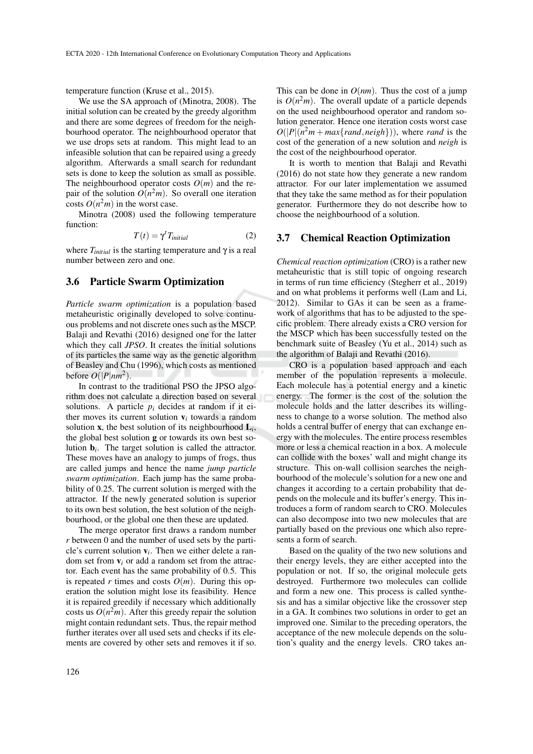temperature function (Kruse et al., 2015).

We use the SA approach of (Minotra, 2008). The initial solution can be created by the greedy algorithm and there are some degrees of freedom for the neighbourhood operator. The neighbourhood operator that we use drops sets at random. This might lead to an infeasible solution that can be repaired using a greedy algorithm. Afterwards a small search for redundant sets is done to keep the solution as small as possible. The neighbourhood operator costs $O(m)$ and the repair of the solution $O(n^2m)$. So overall one iteration costs $O(n^2m)$ in the worst case.

Minotra (2008) used the following temperature function:

$$T(t) = \gamma^t T_{initial} \tag{2}$$

where $T_{initial}$ is the starting temperature and $\gamma$ is a real number between zero and one.

### 3.6 Particle Swarm Optimization

*Particle swarm optimization* is a population based metaheuristic originally developed to solve continuous problems and not discrete ones such as the MSCP. Balaji and Revathi (2016) designed one for the latter which they call *JPSO*. It creates the initial solutions of its particles the same way as the genetic algorithm of Beasley and Chu (1996), which costs as mentioned before $O(|P|nm^2)$.

In contrast to the traditional PSO the JPSO algorithm does not calculate a direction based on several solutions. A particle $p_i$ decides at random if it either moves its current solution $\mathbf{v}_i$ towards a random solution $\mathbf{x}$, the best solution of its neighbourhood $\mathbf{L}_i$, the global best solution $\mathbf{g}$ or towards its own best solution $\mathbf{b}_i$. The target solution is called the attractor. These moves have an analogy to jumps of frogs, thus are called jumps and hence the name *jump particle swarm optimization*. Each jump has the same probability of 0.25. The current solution is merged with the attractor. If the newly generated solution is superior to its own best solution, the best solution of the neighbourhood, or the global one then these are updated.

The merge operator first draws a random number $r$ between 0 and the number of used sets by the particle's current solution $\mathbf{v}_i$. Then we either delete a random set from $\mathbf{v}_i$ or add a random set from the attractor. Each event has the same probability of 0.5. This is repeated $r$ times and costs $O(m)$. During this operation the solution might lose its feasibility. Hence it is repaired greedily if necessary which additionally costs us $O(n^2m)$. After this greedy repair the solution might contain redundant sets. Thus, the repair method further iterates over all used sets and checks if its elements are covered by other sets and removes it if so. This can be done in $O(nm)$. Thus the cost of a jump is $O(n^2m)$. The overall update of a particle depends on the used neighbourhood operator and random solution generator. Hence one iteration costs worst case $O(|P|(n^2m + max\{rand, neigh\}))$, where *rand* is the cost of the generation of a new solution and *neigh* is the cost of the neighbourhood operator.

It is worth to mention that Balaji and Revathi (2016) do not state how they generate a new random attractor. For our later implementation we assumed that they take the same method as for their population generator. Furthermore they do not describe how to choose the neighbourhood of a solution.

### 3.7 Chemical Reaction Optimization

*Chemical reaction optimization* (CRO) is a rather new metaheuristic that is still topic of ongoing research in terms of run time efficiency (Stegherr et al., 2019) and on what problems it performs well (Lam and Li, 2012). Similar to GAs it can be seen as a framework of algorithms that has to be adjusted to the specific problem. There already exists a CRO version for the MSCP which has been successfully tested on the benchmark suite of Beasley (Yu et al., 2014) such as the algorithm of Balaji and Revathi (2016).

CRO is a population based approach and each member of the population represents a molecule. Each molecule has a potential energy and a kinetic energy. The former is the cost of the solution the molecule holds and the latter describes its willingness to change to a worse solution. The method also holds a central buffer of energy that can exchange energy with the molecules. The entire process resembles more or less a chemical reaction in a box. A molecule can collide with the boxes' wall and might change its structure. This on-wall collision searches the neighbourhood of the molecule's solution for a new one and changes it according to a certain probability that depends on the molecule and its buffer's energy. This introduces a form of random search to CRO. Molecules can also decompose into two new molecules that are partially based on the previous one which also represents a form of search.

Based on the quality of the two new solutions and their energy levels, they are either accepted into the population or not. If so, the original molecule gets destroyed. Furthermore two molecules can collide and form a new one. This process is called synthesis and has a similar objective like the crossover step in a GA. It combines two solutions in order to get an improved one. Similar to the preceding operators, the acceptance of the new molecule depends on the solution's quality and the energy levels. CRO takes an-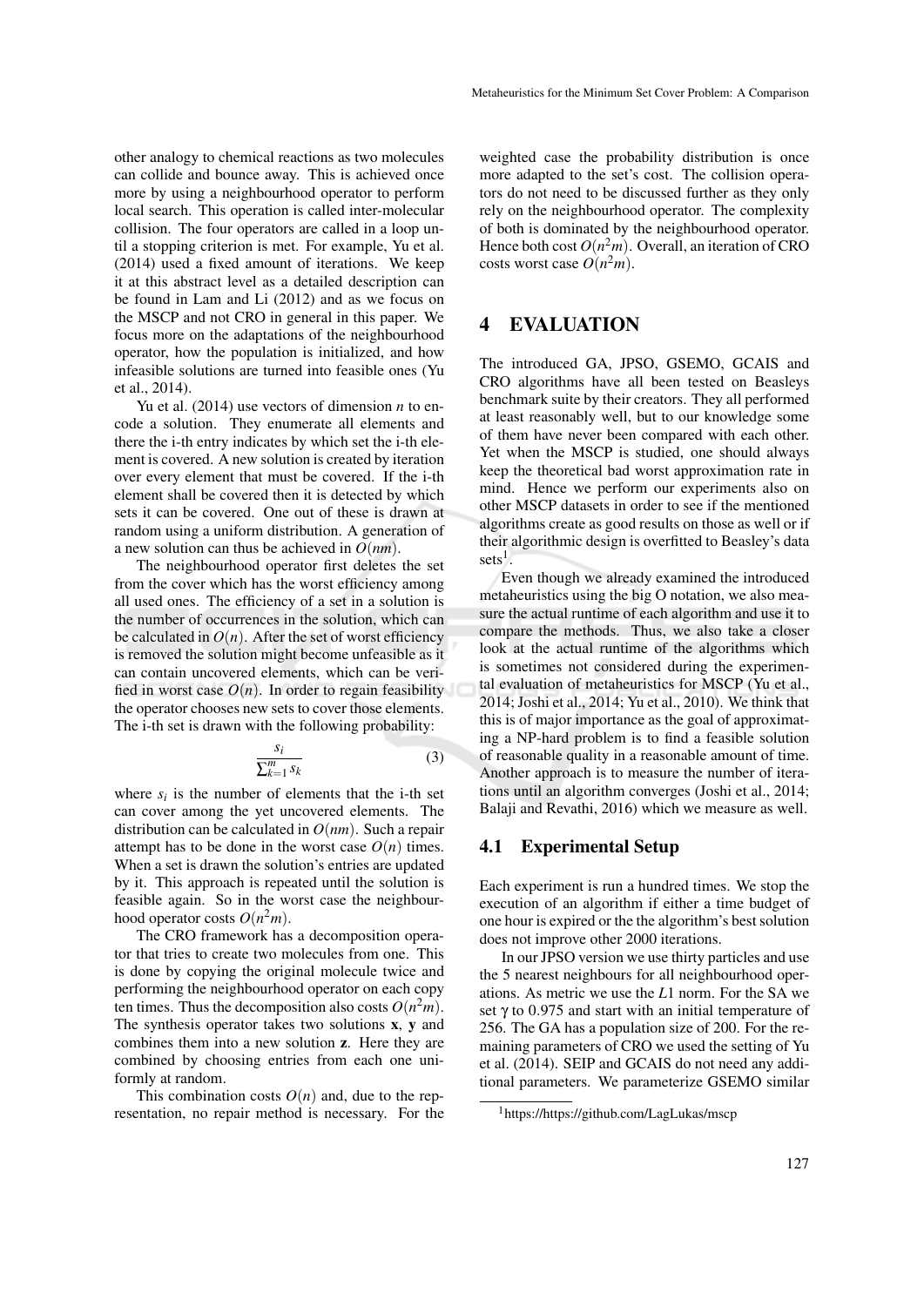other analogy to chemical reactions as two molecules can collide and bounce away. This is achieved once more by using a neighbourhood operator to perform local search. This operation is called inter-molecular collision. The four operators are called in a loop until a stopping criterion is met. For example, Yu et al. (2014) used a fixed amount of iterations. We keep it at this abstract level as a detailed description can be found in Lam and Li (2012) and as we focus on the MSCP and not CRO in general in this paper. We focus more on the adaptations of the neighbourhood operator, how the population is initialized, and how infeasible solutions are turned into feasible ones (Yu et al., 2014).

Yu et al. (2014) use vectors of dimension $n$ to encode a solution. They enumerate all elements and there the i-th entry indicates by which set the i-th element is covered. A new solution is created by iteration over every element that must be covered. If the i-th element shall be covered then it is detected by which sets it can be covered. One out of these is drawn at random using a uniform distribution. A generation of a new solution can thus be achieved in $O(nm)$.

The neighbourhood operator first deletes the set from the cover which has the worst efficiency among all used ones. The efficiency of a set in a solution is the number of occurrences in the solution, which can be calculated in $O(n)$. After the set of worst efficiency is removed the solution might become unfeasible as it can contain uncovered elements, which can be verified in worst case $O(n)$. In order to regain feasibility the operator chooses new sets to cover those elements. The i-th set is drawn with the following probability:

$$\frac{s_i}{\sum_{k=1}^{m} s_k} \tag{3}$$

where $s_i$ is the number of elements that the i-th set can cover among the yet uncovered elements. The distribution can be calculated in $O(nm)$. Such a repair attempt has to be done in the worst case $O(n)$ times. When a set is drawn the solution's entries are updated by it. This approach is repeated until the solution is feasible again. So in the worst case the neighbourhood operator costs $O(n^2m)$.

The CRO framework has a decomposition operator that tries to create two molecules from one. This is done by copying the original molecule twice and performing the neighbourhood operator on each copy ten times. Thus the decomposition also costs $O(n^2m)$. The synthesis operator takes two solutions $\mathbf{x}$, $\mathbf{y}$ and combines them into a new solution $\mathbf{z}$. Here they are combined by choosing entries from each one uniformly at random.

This combination costs $O(n)$ and, due to the representation, no repair method is necessary. For the weighted case the probability distribution is once more adapted to the set's cost. The collision operators do not need to be discussed further as they only rely on the neighbourhood operator. The complexity of both is dominated by the neighbourhood operator. Hence both cost $O(n^2m)$. Overall, an iteration of CRO costs worst case $O(n^2m)$.

# 4 EVALUATION

The introduced GA, JPSO, GSEMO, GCAIS and CRO algorithms have all been tested on Beasleys benchmark suite by their creators. They all performed at least reasonably well, but to our knowledge some of them have never been compared with each other. Yet when the MSCP is studied, one should always keep the theoretical bad worst approximation rate in mind. Hence we perform our experiments also on other MSCP datasets in order to see if the mentioned algorithms create as good results on those as well or if their algorithmic design is overfitted to Beasley's data sets[1].

Even though we already examined the introduced metaheuristics using the big O notation, we also measure the actual runtime of each algorithm and use it to compare the methods. Thus, we also take a closer look at the actual runtime of the algorithms which is sometimes not considered during the experimental evaluation of metaheuristics for MSCP (Yu et al., 2014; Joshi et al., 2014; Yu et al., 2010). We think that this is of major importance as the goal of approximating a NP-hard problem is to find a feasible solution of reasonable quality in a reasonable amount of time. Another approach is to measure the number of iterations until an algorithm converges (Joshi et al., 2014; Balaji and Revathi, 2016) which we measure as well.

## 4.1 Experimental Setup

Each experiment is run a hundred times. We stop the execution of an algorithm if either a time budget of one hour is expired or the the algorithm's best solution does not improve other 2000 iterations.

In our JPSO version we use thirty particles and use the 5 nearest neighbours for all neighbourhood operations. As metric we use the $L1$ norm. For the SA we set $\gamma$ to 0.975 and start with an initial temperature of 256. The GA has a population size of 200. For the remaining parameters of CRO we used the setting of Yu et al. (2014). SEIP and GCAIS do not need any additional parameters. We parameterize GSEMO similar

[1] https://https://github.com/LagLukas/mscp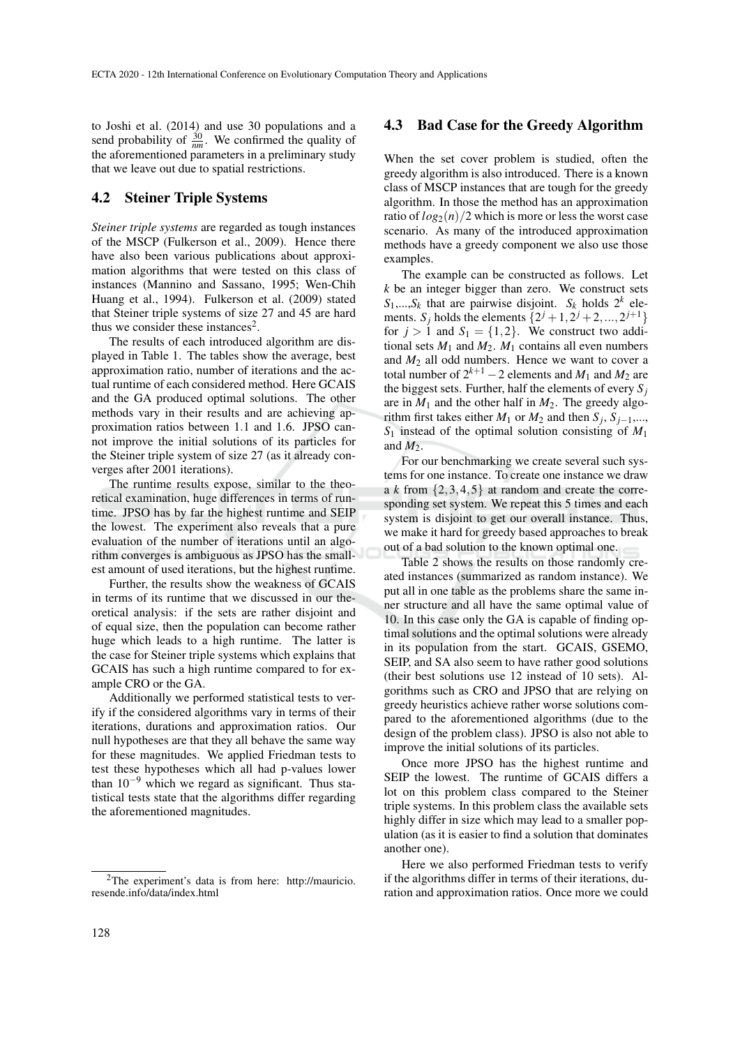to Joshi et al. (2014) and use 30 populations and a send probability of $\frac{30}{nm}$. We confirmed the quality of the aforementioned parameters in a preliminary study that we leave out due to spatial restrictions.

### 4.2 Steiner Triple Systems

*Steiner triple systems* are regarded as tough instances of the MSCP (Fulkerson et al., 2009). Hence there have also been various publications about approximation algorithms that were tested on this class of instances (Mannino and Sassano, 1995; Wen-Chih Huang et al., 1994). Fulkerson et al. (2009) stated that Steiner triple systems of size 27 and 45 are hard thus we consider these instances[2].

The results of each introduced algorithm are displayed in Table 1. The tables show the average, best approximation ratio, number of iterations and the actual runtime of each considered method. Here GCAIS and the GA produced optimal solutions. The other methods vary in their results and are achieving approximation ratios between 1.1 and 1.6. JPSO cannot improve the initial solutions of its particles for the Steiner triple system of size 27 (as it already converges after 2001 iterations).

The runtime results expose, similar to the theoretical examination, huge differences in terms of runtime. JPSO has by far the highest runtime and SEIP the lowest. The experiment also reveals that a pure evaluation of the number of iterations until an algorithm converges is ambiguous as JPSO has the smallest amount of used iterations, but the highest runtime.

Further, the results show the weakness of GCAIS in terms of its runtime that we discussed in our theoretical analysis: if the sets are rather disjoint and of equal size, then the population can become rather huge which leads to a high runtime. The latter is the case for Steiner triple systems which explains that GCAIS has such a high runtime compared to for example CRO or the GA.

Additionally we performed statistical tests to verify if the considered algorithms vary in terms of their iterations, durations and approximation ratios. Our null hypotheses are that they all behave the same way for these magnitudes. We applied Friedman tests to test these hypotheses which all had p-values lower than $10^{-9}$ which we regard as significant. Thus statistical tests state that the algorithms differ regarding the aforementioned magnitudes.

[2] The experiment's data is from here: http://mauricio.resende.info/data/index.html

### 4.3 Bad Case for the Greedy Algorithm

When the set cover problem is studied, often the greedy algorithm is also introduced. There is a known class of MSCP instances that are tough for the greedy algorithm. In those the method has an approximation ratio of $log_2(n)/2$ which is more or less the worst case scenario. As many of the introduced approximation methods have a greedy component we also use those examples.

The example can be constructed as follows. Let $k$ be an integer bigger than zero. We construct sets $S_1,...,S_k$ that are pairwise disjoint. $S_k$ holds $2^k$ elements. $S_j$ holds the elements $\{2^j+1, 2^j+2, ..., 2^{j+1}\}$ for $j > 1$ and $S_1 = \{1, 2\}$. We construct two additional sets $M_1$ and $M_2$. $M_1$ contains all even numbers and $M_2$ all odd numbers. Hence we want to cover a total number of $2^{k+1}-2$ elements and $M_1$ and $M_2$ are the biggest sets. Further, half the elements of every $S_j$ are in $M_1$ and the other half in $M_2$. The greedy algorithm first takes either $M_1$ or $M_2$ and then $S_j$, $S_{j-1}$,..., $S_1$ instead of the optimal solution consisting of $M_1$ and $M_2$.

For our benchmarking we create several such systems for one instance. To create one instance we draw a $k$ from $\{2, 3, 4, 5\}$ at random and create the corresponding set system. We repeat this 5 times and each system is disjoint to get our overall instance. Thus, we make it hard for greedy based approaches to break out of a bad solution to the known optimal one.

Table 2 shows the results on those randomly created instances (summarized as random instance). We put all in one table as the problems share the same inner structure and all have the same optimal value of 10. In this case only the GA is capable of finding optimal solutions and the optimal solutions were already in its population from the start. GCAIS, GSEMO, SEIP, and SA also seem to have rather good solutions (their best solutions use 12 instead of 10 sets). Algorithms such as CRO and JPSO that are relying on greedy heuristics achieve rather worse solutions compared to the aforementioned algorithms (due to the design of the problem class). JPSO is also not able to improve the initial solutions of its particles.

Once more JPSO has the highest runtime and SEIP the lowest. The runtime of GCAIS differs a lot on this problem class compared to the Steiner triple systems. In this problem class the available sets highly differ in size which may lead to a smaller population (as it is easier to find a solution that dominates another one).

Here we also performed Friedman tests to verify if the algorithms differ in terms of their iterations, duration and approximation ratios. Once more we could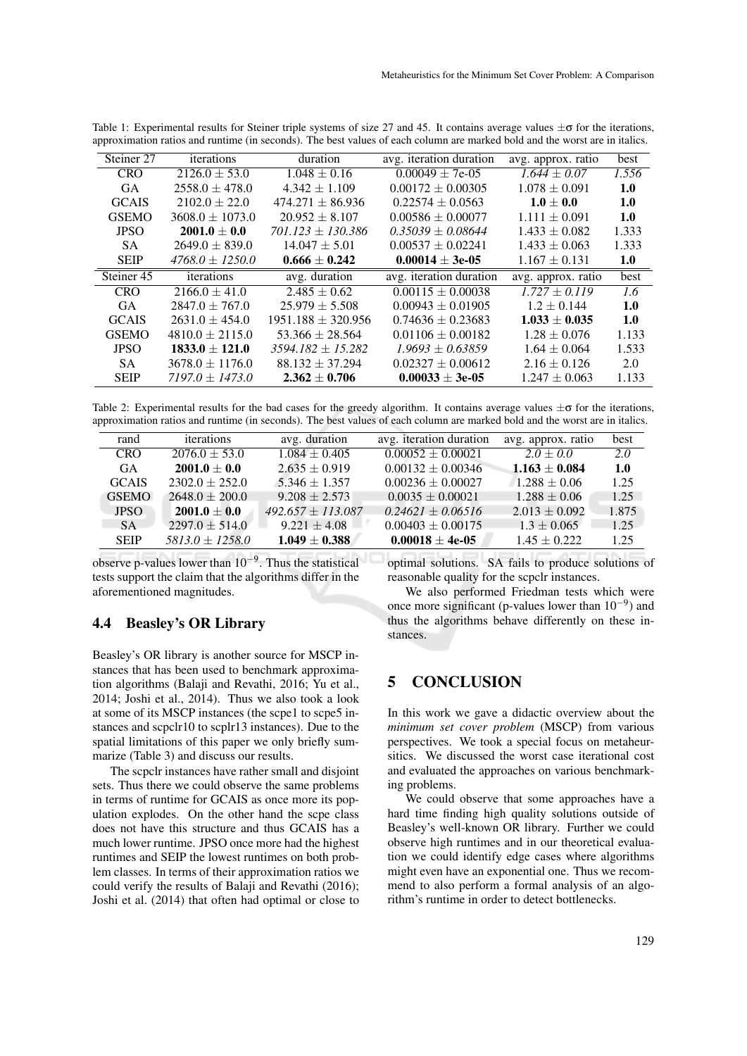Table 1: Experimental results for Steiner triple systems of size 27 and 45. It contains average values $\pm\sigma$ for the iterations, approximation ratios and runtime (in seconds). The best values of each column are marked bold and the worst are in italics.

| Steiner 27 | iterations | duration | avg. iteration duration | avg. approx. ratio | best |
|---|---|---|---|---|---|
| CRO | $2126.0 \pm 53.0$ | $1.048 \pm 0.16$ | $0.00049 \pm$ 7e-05 | *$1.644 \pm 0.07$* | *1.556* |
| GA | $2558.0 \pm 478.0$ | $4.342 \pm 1.109$ | $0.00172 \pm 0.00305$ | $1.078 \pm 0.091$ | **1.0** |
| GCAIS | $2102.0 \pm 22.0$ | $474.271 \pm 86.936$ | $0.22574 \pm 0.0563$ | **$1.0 \pm 0.0$** | **1.0** |
| GSEMO | $3608.0 \pm 1073.0$ | $20.952 \pm 8.107$ | $0.00586 \pm 0.00077$ | $1.111 \pm 0.091$ | **1.0** |
| JPSO | **$2001.0 \pm 0.0$** | *$701.123 \pm 130.386$* | *$0.35039 \pm 0.08644$* | $1.433 \pm 0.082$ | 1.333 |
| SA | $2649.0 \pm 839.0$ | $14.047 \pm 5.01$ | $0.00537 \pm 0.02241$ | $1.433 \pm 0.063$ | 1.333 |
| SEIP | *$4768.0 \pm 1250.0$* | **$0.666 \pm 0.242$** | **$0.00014 \pm$ 3e-05** | $1.167 \pm 0.131$ | **1.0** |
| **Steiner 45** | **iterations** | **avg. duration** | **avg. iteration duration** | **avg. approx. ratio** | **best** |
| CRO | $2166.0 \pm 41.0$ | $2.485 \pm 0.62$ | $0.00115 \pm 0.00038$ | *$1.727 \pm 0.119$* | *1.6* |
| GA | $2847.0 \pm 767.0$ | $25.979 \pm 5.508$ | $0.00943 \pm 0.01905$ | $1.2 \pm 0.144$ | **1.0** |
| GCAIS | $2631.0 \pm 454.0$ | $1951.188 \pm 320.956$ | $0.74636 \pm 0.23683$ | **$1.033 \pm 0.035$** | **1.0** |
| GSEMO | $4810.0 \pm 2115.0$ | $53.366 \pm 28.564$ | $0.01106 \pm 0.00182$ | $1.28 \pm 0.076$ | 1.133 |
| JPSO | **$1833.0 \pm 121.0$** | *$3594.182 \pm 15.282$* | *$1.9693 \pm 0.63859$* | $1.64 \pm 0.064$ | 1.533 |
| SA | $3678.0 \pm 1176.0$ | $88.132 \pm 37.294$ | $0.02327 \pm 0.00612$ | $2.16 \pm 0.126$ | 2.0 |
| SEIP | *$7197.0 \pm 1473.0$* | **$2.362 \pm 0.706$** | **$0.00033 \pm$ 3e-05** | $1.247 \pm 0.063$ | 1.133 |

Table 2: Experimental results for the bad cases for the greedy algorithm. It contains average values $\pm\sigma$ for the iterations, approximation ratios and runtime (in seconds). The best values of each column are marked bold and the worst are in italics.

| rand | iterations | avg. duration | avg. iteration duration | avg. approx. ratio | best |
|---|---|---|---|---|---|
| CRO | $2076.0 \pm 53.0$ | $1.084 \pm 0.405$ | $0.00052 \pm 0.00021$ | *$2.0 \pm 0.0$* | *2.0* |
| GA | **$2001.0 \pm 0.0$** | $2.635 \pm 0.919$ | $0.00132 \pm 0.00346$ | **$1.163 \pm 0.084$** | **1.0** |
| GCAIS | $2302.0 \pm 252.0$ | $5.346 \pm 1.357$ | $0.00236 \pm 0.00027$ | $1.288 \pm 0.06$ | 1.25 |
| GSEMO | $2648.0 \pm 200.0$ | $9.208 \pm 2.573$ | $0.0035 \pm 0.00021$ | $1.288 \pm 0.06$ | 1.25 |
| JPSO | **$2001.0 \pm 0.0$** | *$492.657 \pm 113.087$* | *$0.24621 \pm 0.06516$* | $2.013 \pm 0.092$ | 1.875 |
| SA | $2297.0 \pm 514.0$ | $9.221 \pm 4.08$ | $0.00403 \pm 0.00175$ | $1.3 \pm 0.065$ | 1.25 |
| SEIP | *$5813.0 \pm 1258.0$* | **$1.049 \pm 0.388$** | **$0.00018 \pm$ 4e-05** | $1.45 \pm 0.222$ | 1.25 |

observe p-values lower than $10^{-9}$. Thus the statistical tests support the claim that the algorithms differ in the aforementioned magnitudes.

### 4.4 Beasley's OR Library

Beasley's OR library is another source for MSCP instances that has been used to benchmark approximation algorithms (Balaji and Revathi, 2016; Yu et al., 2014; Joshi et al., 2014). Thus we also took a look at some of its MSCP instances (the scpe1 to scpe5 instances and scpclr10 to scplr13 instances). Due to the spatial limitations of this paper we only briefly summarize (Table 3) and discuss our results.

The scpclr instances have rather small and disjoint sets. Thus there we could observe the same problems in terms of runtime for GCAIS as once more its population explodes. On the other hand the scpe class does not have this structure and thus GCAIS has a much lower runtime. JPSO once more had the highest runtimes and SEIP the lowest runtimes on both problem classes. In terms of their approximation ratios we could verify the results of Balaji and Revathi (2016); Joshi et al. (2014) that often had optimal or close to optimal solutions. SA fails to produce solutions of reasonable quality for the scpclr instances.

We also performed Friedman tests which were once more significant (p-values lower than $10^{-9}$) and thus the algorithms behave differently on these instances.

## 5 CONCLUSION

In this work we gave a didactic overview about the *minimum set cover problem* (MSCP) from various perspectives. We took a special focus on metaheursitics. We discussed the worst case iterational cost and evaluated the approaches on various benchmarking problems.

We could observe that some approaches have a hard time finding high quality solutions outside of Beasley's well-known OR library. Further we could observe high runtimes and in our theoretical evaluation we could identify edge cases where algorithms might even have an exponential one. Thus we recommend to also perform a formal analysis of an algorithm's runtime in order to detect bottlenecks.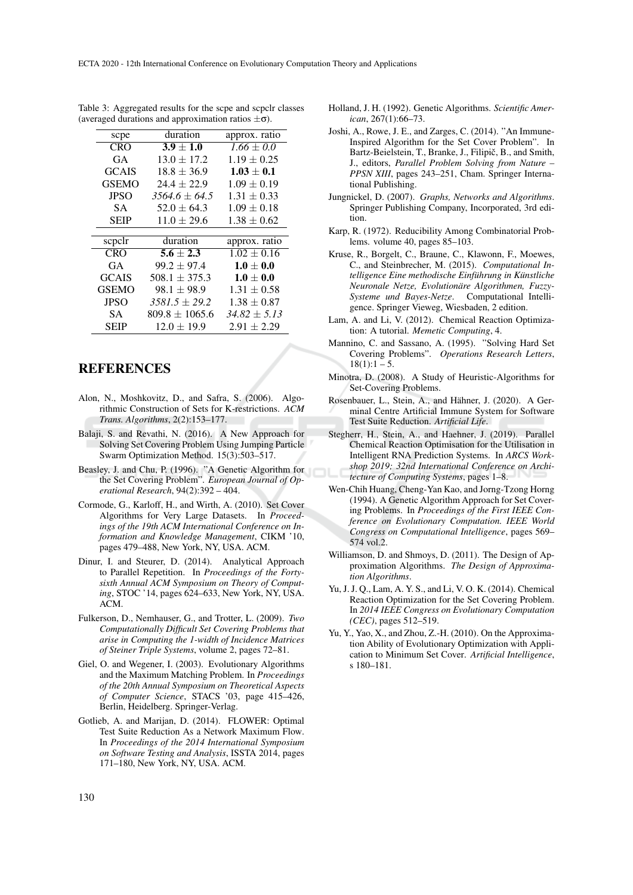Table 3: Aggregated results for the scpe and scpclr classes (averaged durations and approximation ratios $\pm\sigma$).

| scpe | duration | approx. ratio |
|---|---|---|
| CRO | **3.9 ± 1.0** | *1.66 ± 0.0* |
| GA | 13.0 ± 17.2 | 1.19 ± 0.25 |
| GCAIS | 18.8 ± 36.9 | **1.03 ± 0.1** |
| GSEMO | 24.4 ± 22.9 | 1.09 ± 0.19 |
| JPSO | *3564.6 ± 64.5* | 1.31 ± 0.33 |
| SA | 52.0 ± 64.3 | 1.09 ± 0.18 |
| SEIP | 11.0 ± 29.6 | 1.38 ± 0.62 |

| scpclr | duration | approx. ratio |
|---|---|---|
| CRO | **5.6 ± 2.3** | 1.02 ± 0.16 |
| GA | 99.2 ± 97.4 | **1.0 ± 0.0** |
| GCAIS | 508.1 ± 375.3 | **1.0 ± 0.0** |
| GSEMO | 98.1 ± 98.9 | 1.31 ± 0.58 |
| JPSO | *3581.5 ± 29.2* | 1.38 ± 0.87 |
| SA | 809.8 ± 1065.6 | *34.82 ± 5.13* |
| SEIP | 12.0 ± 19.9 | 2.91 ± 2.29 |

## REFERENCES

Alon, N., Moshkovitz, D., and Safra, S. (2006). Algorithmic Construction of Sets for K-restrictions. *ACM Trans. Algorithms*, 2(2):153–177.

Balaji, S. and Revathi, N. (2016). A New Approach for Solving Set Covering Problem Using Jumping Particle Swarm Optimization Method. 15(3):503–517.

Beasley, J. and Chu, P. (1996). "A Genetic Algorithm for the Set Covering Problem". *European Journal of Operational Research*, 94(2):392 – 404.

Cormode, G., Karloff, H., and Wirth, A. (2010). Set Cover Algorithms for Very Large Datasets. In *Proceedings of the 19th ACM International Conference on Information and Knowledge Management*, CIKM '10, pages 479–488, New York, NY, USA. ACM.

Dinur, I. and Steurer, D. (2014). Analytical Approach to Parallel Repetition. In *Proceedings of the Forty-sixth Annual ACM Symposium on Theory of Computing*, STOC '14, pages 624–633, New York, NY, USA. ACM.

Fulkerson, D., Nemhauser, G., and Trotter, L. (2009). *Two Computationally Difficult Set Covering Problems that arise in Computing the 1-width of Incidence Matrices of Steiner Triple Systems*, volume 2, pages 72–81.

Giel, O. and Wegener, I. (2003). Evolutionary Algorithms and the Maximum Matching Problem. In *Proceedings of the 20th Annual Symposium on Theoretical Aspects of Computer Science*, STACS '03, page 415–426, Berlin, Heidelberg. Springer-Verlag.

Gotlieb, A. and Marijan, D. (2014). FLOWER: Optimal Test Suite Reduction As a Network Maximum Flow. In *Proceedings of the 2014 International Symposium on Software Testing and Analysis*, ISSTA 2014, pages 171–180, New York, NY, USA. ACM.

Holland, J. H. (1992). Genetic Algorithms. *Scientific American*, 267(1):66–73.

Joshi, A., Rowe, J. E., and Zarges, C. (2014). "An Immune-Inspired Algorithm for the Set Cover Problem". In Bartz-Beielstein, T., Branke, J., Filipič, B., and Smith, J., editors, *Parallel Problem Solving from Nature – PPSN XIII*, pages 243–251, Cham. Springer International Publishing.

Jungnickel, D. (2007). *Graphs, Networks and Algorithms*. Springer Publishing Company, Incorporated, 3rd edition.

Karp, R. (1972). Reducibility Among Combinatorial Problems. volume 40, pages 85–103.

Kruse, R., Borgelt, C., Braune, C., Klawonn, F., Moewes, C., and Steinbrecher, M. (2015). *Computational Intelligence Eine methodische Einführung in Künstliche Neuronale Netze, Evolutionäre Algorithmen, Fuzzy-Systeme und Bayes-Netze*. Computational Intelligence. Springer Vieweg, Wiesbaden, 2 edition.

Lam, A. and Li, V. (2012). Chemical Reaction Optimization: A tutorial. *Memetic Computing*, 4.

Mannino, C. and Sassano, A. (1995). "Solving Hard Set Covering Problems". *Operations Research Letters*, 18(1):1 – 5.

Minotra, D. (2008). A Study of Heuristic-Algorithms for Set-Covering Problems.

Rosenbauer, L., Stein, A., and Hähner, J. (2020). A Germinal Centre Artificial Immune System for Software Test Suite Reduction. *Artificial Life*.

Stegherr, H., Stein, A., and Haehner, J. (2019). Parallel Chemical Reaction Optimisation for the Utilisation in Intelligent RNA Prediction Systems. In *ARCS Workshop 2019; 32nd International Conference on Architecture of Computing Systems*, pages 1–8.

Wen-Chih Huang, Cheng-Yan Kao, and Jorng-Tzong Horng (1994). A Genetic Algorithm Approach for Set Covering Problems. In *Proceedings of the First IEEE Conference on Evolutionary Computation. IEEE World Congress on Computational Intelligence*, pages 569–574 vol.2.

Williamson, D. and Shmoys, D. (2011). The Design of Approximation Algorithms. *The Design of Approximation Algorithms*.

Yu, J. J. Q., Lam, A. Y. S., and Li, V. O. K. (2014). Chemical Reaction Optimization for the Set Covering Problem. In *2014 IEEE Congress on Evolutionary Computation (CEC)*, pages 512–519.

Yu, Y., Yao, X., and Zhou, Z.-H. (2010). On the Approximation Ability of Evolutionary Optimization with Application to Minimum Set Cover. *Artificial Intelligence*, s 180–181.